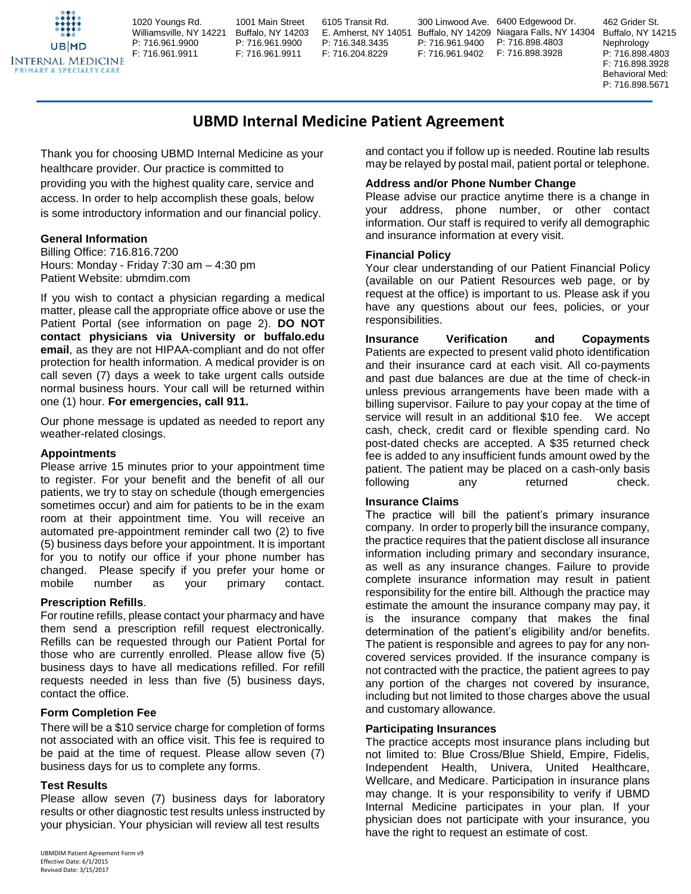UB|MD INTERNAL MEDICINE PRIMARY & SPECIALTY CARE

1020 Youngs Rd.
Williamsville, NY 14221
P: 716.961.9900
F: 716.961.9911

1001 Main Street
Buffalo, NY 14203
P: 716.961.9900
F: 716.961.9911

6105 Transit Rd.
E. Amherst, NY 14051
P: 716.348.3435
F: 716.204.8229

300 Linwood Ave.
Buffalo, NY 14209
P: 716.961.9400
F: 716.961.9402

6400 Edgewood Dr.
Niagara Falls, NY 14304
P: 716.898.4803
F: 716.898.3928

462 Grider St.
Buffalo, NY 14215
Nephrology
P: 716.898.4803
F: 716.898.3928
Behavioral Med:
P: 716.898.5671

# UBMD Internal Medicine Patient Agreement

Thank you for choosing UBMD Internal Medicine as your healthcare provider. Our practice is committed to providing you with the highest quality care, service and access. In order to help accomplish these goals, below is some introductory information and our financial policy.

### General Information

Billing Office: 716.816.7200
Hours: Monday - Friday 7:30 am – 4:30 pm
Patient Website: ubmdim.com

If you wish to contact a physician regarding a medical matter, please call the appropriate office above or use the Patient Portal (see information on page 2). **DO NOT contact physicians via University or buffalo.edu email**, as they are not HIPAA-compliant and do not offer protection for health information. A medical provider is on call seven (7) days a week to take urgent calls outside normal business hours. Your call will be returned within one (1) hour. **For emergencies, call 911.**

Our phone message is updated as needed to report any weather-related closings.

### Appointments

Please arrive 15 minutes prior to your appointment time to register. For your benefit and the benefit of all our patients, we try to stay on schedule (though emergencies sometimes occur) and aim for patients to be in the exam room at their appointment time. You will receive an automated pre-appointment reminder call two (2) to five (5) business days before your appointment. It is important for you to notify our office if your phone number has changed. Please specify if you prefer your home or mobile number as your primary contact.

### Prescription Refills.

For routine refills, please contact your pharmacy and have them send a prescription refill request electronically. Refills can be requested through our Patient Portal for those who are currently enrolled. Please allow five (5) business days to have all medications refilled. For refill requests needed in less than five (5) business days, contact the office.

### Form Completion Fee

There will be a $10 service charge for completion of forms not associated with an office visit. This fee is required to be paid at the time of request. Please allow seven (7) business days for us to complete any forms.

### Test Results

Please allow seven (7) business days for laboratory results or other diagnostic test results unless instructed by your physician. Your physician will review all test results and contact you if follow up is needed. Routine lab results may be relayed by postal mail, patient portal or telephone.

### Address and/or Phone Number Change

Please advise our practice anytime there is a change in your address, phone number, or other contact information. Our staff is required to verify all demographic and insurance information at every visit.

### Financial Policy

Your clear understanding of our Patient Financial Policy (available on our Patient Resources web page, or by request at the office) is important to us. Please ask if you have any questions about our fees, policies, or your responsibilities.

### Insurance Verification and Copayments

Patients are expected to present valid photo identification and their insurance card at each visit. All co-payments and past due balances are due at the time of check-in unless previous arrangements have been made with a billing supervisor. Failure to pay your copay at the time of service will result in an additional $10 fee. We accept cash, check, credit card or flexible spending card. No post-dated checks are accepted. A $35 returned check fee is added to any insufficient funds amount owed by the patient. The patient may be placed on a cash-only basis following any returned check.

### Insurance Claims

The practice will bill the patient's primary insurance company. In order to properly bill the insurance company, the practice requires that the patient disclose all insurance information including primary and secondary insurance, as well as any insurance changes. Failure to provide complete insurance information may result in patient responsibility for the entire bill. Although the practice may estimate the amount the insurance company may pay, it is the insurance company that makes the final determination of the patient's eligibility and/or benefits. The patient is responsible and agrees to pay for any non-covered services provided. If the insurance company is not contracted with the practice, the patient agrees to pay any portion of the charges not covered by insurance, including but not limited to those charges above the usual and customary allowance.

### Participating Insurances

The practice accepts most insurance plans including but not limited to: Blue Cross/Blue Shield, Empire, Fidelis, Independent Health, Univera, United Healthcare, Wellcare, and Medicare. Participation in insurance plans may change. It is your responsibility to verify if UBMD Internal Medicine participates in your plan. If your physician does not participate with your insurance, you have the right to request an estimate of cost.

UBMDIM Patient Agreement Form v9
Effective Date: 6/1/2015
Revised Date: 3/15/2017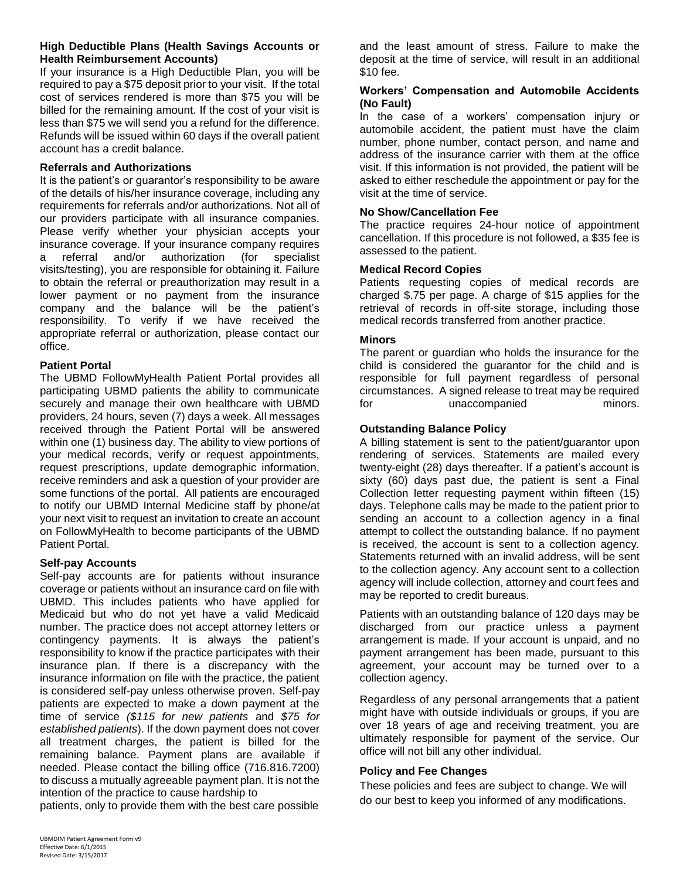### High Deductible Plans (Health Savings Accounts or Health Reimbursement Accounts)

If your insurance is a High Deductible Plan, you will be required to pay a $75 deposit prior to your visit. If the total cost of services rendered is more than $75 you will be billed for the remaining amount. If the cost of your visit is less than $75 we will send you a refund for the difference. Refunds will be issued within 60 days if the overall patient account has a credit balance.

### Referrals and Authorizations

It is the patient's or guarantor's responsibility to be aware of the details of his/her insurance coverage, including any requirements for referrals and/or authorizations. Not all of our providers participate with all insurance companies. Please verify whether your physician accepts your insurance coverage. If your insurance company requires a referral and/or authorization (for specialist visits/testing), you are responsible for obtaining it. Failure to obtain the referral or preauthorization may result in a lower payment or no payment from the insurance company and the balance will be the patient's responsibility. To verify if we have received the appropriate referral or authorization, please contact our office.

### Patient Portal

The UBMD FollowMyHealth Patient Portal provides all participating UBMD patients the ability to communicate securely and manage their own healthcare with UBMD providers, 24 hours, seven (7) days a week. All messages received through the Patient Portal will be answered within one (1) business day. The ability to view portions of your medical records, verify or request appointments, request prescriptions, update demographic information, receive reminders and ask a question of your provider are some functions of the portal. All patients are encouraged to notify our UBMD Internal Medicine staff by phone/at your next visit to request an invitation to create an account on FollowMyHealth to become participants of the UBMD Patient Portal.

### Self-pay Accounts

Self-pay accounts are for patients without insurance coverage or patients without an insurance card on file with UBMD. This includes patients who have applied for Medicaid but who do not yet have a valid Medicaid number. The practice does not accept attorney letters or contingency payments. It is always the patient's responsibility to know if the practice participates with their insurance plan. If there is a discrepancy with the insurance information on file with the practice, the patient is considered self-pay unless otherwise proven. Self-pay patients are expected to make a down payment at the time of service *($115 for new patients* and *$75 for established patients*). If the down payment does not cover all treatment charges, the patient is billed for the remaining balance. Payment plans are available if needed. Please contact the billing office (716.816.7200) to discuss a mutually agreeable payment plan. It is not the intention of the practice to cause hardship to patients, only to provide them with the best care possible and the least amount of stress. Failure to make the deposit at the time of service, will result in an additional $10 fee.

### Workers' Compensation and Automobile Accidents (No Fault)

In the case of a workers' compensation injury or automobile accident, the patient must have the claim number, phone number, contact person, and name and address of the insurance carrier with them at the office visit. If this information is not provided, the patient will be asked to either reschedule the appointment or pay for the visit at the time of service.

### No Show/Cancellation Fee

The practice requires 24-hour notice of appointment cancellation. If this procedure is not followed, a $35 fee is assessed to the patient.

### Medical Record Copies

Patients requesting copies of medical records are charged $.75 per page. A charge of $15 applies for the retrieval of records in off-site storage, including those medical records transferred from another practice.

### Minors

The parent or guardian who holds the insurance for the child is considered the guarantor for the child and is responsible for full payment regardless of personal circumstances. A signed release to treat may be required for unaccompanied minors.

### Outstanding Balance Policy

A billing statement is sent to the patient/guarantor upon rendering of services. Statements are mailed every twenty-eight (28) days thereafter. If a patient's account is sixty (60) days past due, the patient is sent a Final Collection letter requesting payment within fifteen (15) days. Telephone calls may be made to the patient prior to sending an account to a collection agency in a final attempt to collect the outstanding balance. If no payment is received, the account is sent to a collection agency. Statements returned with an invalid address, will be sent to the collection agency. Any account sent to a collection agency will include collection, attorney and court fees and may be reported to credit bureaus.

Patients with an outstanding balance of 120 days may be discharged from our practice unless a payment arrangement is made. If your account is unpaid, and no payment arrangement has been made, pursuant to this agreement, your account may be turned over to a collection agency.

Regardless of any personal arrangements that a patient might have with outside individuals or groups, if you are over 18 years of age and receiving treatment, you are ultimately responsible for payment of the service. Our office will not bill any other individual.

### Policy and Fee Changes

These policies and fees are subject to change. We will do our best to keep you informed of any modifications.

UBMDIM Patient Agreement Form v9
Effective Date: 6/1/2015
Revised Date: 3/15/2017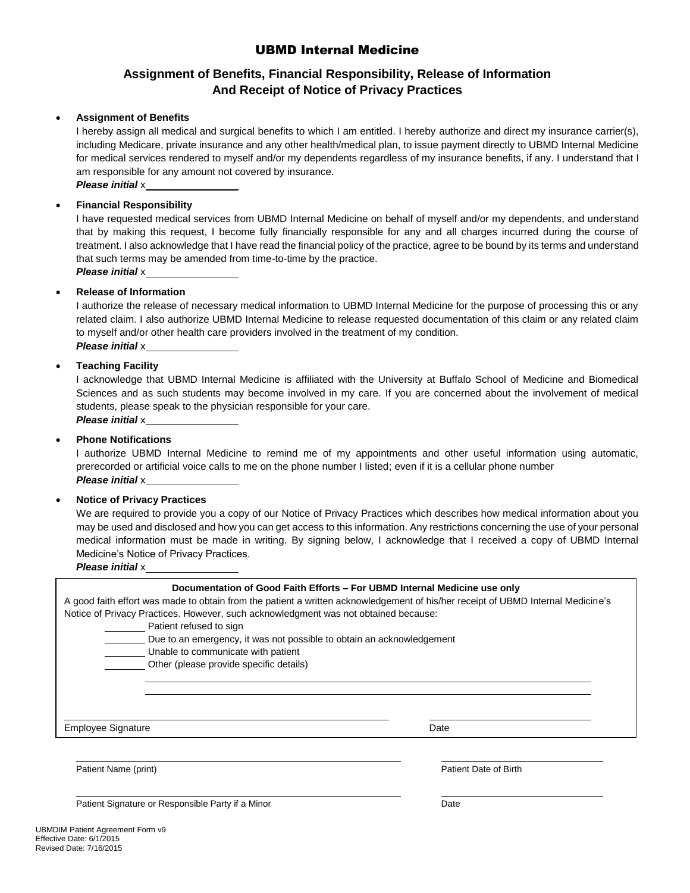# UBMD Internal Medicine

## Assignment of Benefits, Financial Responsibility, Release of Information And Receipt of Notice of Privacy Practices

- **Assignment of Benefits**
  I hereby assign all medical and surgical benefits to which I am entitled. I hereby authorize and direct my insurance carrier(s), including Medicare, private insurance and any other health/medical plan, to issue payment directly to UBMD Internal Medicine for medical services rendered to myself and/or my dependents regardless of my insurance benefits, if any. I understand that I am responsible for any amount not covered by insurance.
  ***Please initial*** x________________

- **Financial Responsibility**
  I have requested medical services from UBMD Internal Medicine on behalf of myself and/or my dependents, and understand that by making this request, I become fully financially responsible for any and all charges incurred during the course of treatment. I also acknowledge that I have read the financial policy of the practice, agree to be bound by its terms and understand that such terms may be amended from time-to-time by the practice.
  ***Please initial*** x________________

- **Release of Information**
  I authorize the release of necessary medical information to UBMD Internal Medicine for the purpose of processing this or any related claim. I also authorize UBMD Internal Medicine to release requested documentation of this claim or any related claim to myself and/or other health care providers involved in the treatment of my condition.
  ***Please initial*** x________________

- **Teaching Facility**
  I acknowledge that UBMD Internal Medicine is affiliated with the University at Buffalo School of Medicine and Biomedical Sciences and as such students may become involved in my care. If you are concerned about the involvement of medical students, please speak to the physician responsible for your care.
  ***Please initial*** x________________

- **Phone Notifications**
  I authorize UBMD Internal Medicine to remind me of my appointments and other useful information using automatic, prerecorded or artificial voice calls to me on the phone number I listed; even if it is a cellular phone number
  ***Please initial*** x________________

- **Notice of Privacy Practices**
  We are required to provide you a copy of our Notice of Privacy Practices which describes how medical information about you may be used and disclosed and how you can get access to this information. Any restrictions concerning the use of your personal medical information must be made in writing. By signing below, I acknowledge that I received a copy of UBMD Internal Medicine's Notice of Privacy Practices.
  ***Please initial*** x________________

---

**Documentation of Good Faith Efforts – For UBMD Internal Medicine use only**

A good faith effort was made to obtain from the patient a written acknowledgement of his/her receipt of UBMD Internal Medicine's Notice of Privacy Practices. However, such acknowledgment was not obtained because:

________ Patient refused to sign
________ Due to an emergency, it was not possible to obtain an acknowledgement
________ Unable to communicate with patient
________ Other (please provide specific details)

______________________________________________________________

______________________________________________________________

______________________________________________ ______________________
Employee Signature Date

---

______________________________________________ ______________________
Patient Name (print) Patient Date of Birth

______________________________________________ ______________________
Patient Signature or Responsible Party if a Minor Date

UBMDIM Patient Agreement Form v9
Effective Date: 6/1/2015
Revised Date: 7/16/2015